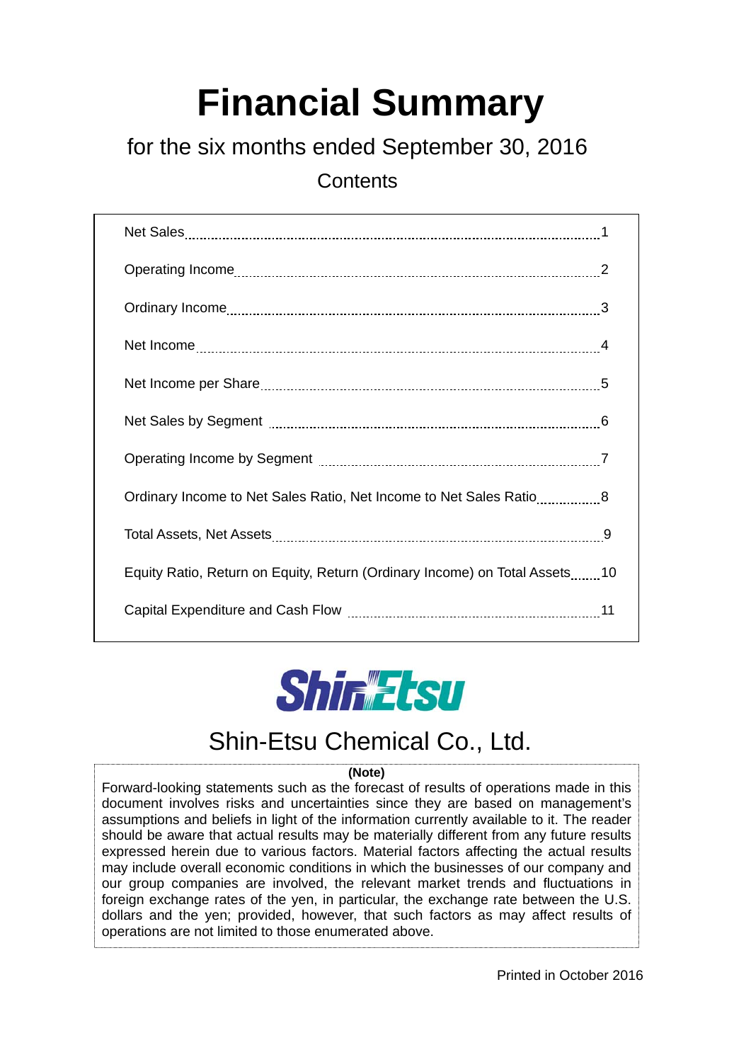# Financial Summary

## for the six months ended September 30, 2016

### Contents

| Item | Page |
|---|---|
| Net Sales | 1 |
| Operating Income | 2 |
| Ordinary Income | 3 |
| Net Income | 4 |
| Net Income per Share | 5 |
| Net Sales by Segment | 6 |
| Operating Income by Segment | 7 |
| Ordinary Income to Net Sales Ratio, Net Income to Net Sales Ratio | 8 |
| Total Assets, Net Assets | 9 |
| Equity Ratio, Return on Equity, Return (Ordinary Income) on Total Assets | 10 |
| Capital Expenditure and Cash Flow | 11 |

ShinEtsu

Shin-Etsu Chemical Co., Ltd.

**(Note)**

Forward-looking statements such as the forecast of results of operations made in this document involves risks and uncertainties since they are based on management's assumptions and beliefs in light of the information currently available to it. The reader should be aware that actual results may be materially different from any future results expressed herein due to various factors. Material factors affecting the actual results may include overall economic conditions in which the businesses of our company and our group companies are involved, the relevant market trends and fluctuations in foreign exchange rates of the yen, in particular, the exchange rate between the U.S. dollars and the yen; provided, however, that such factors as may affect results of operations are not limited to those enumerated above.

Printed in October 2016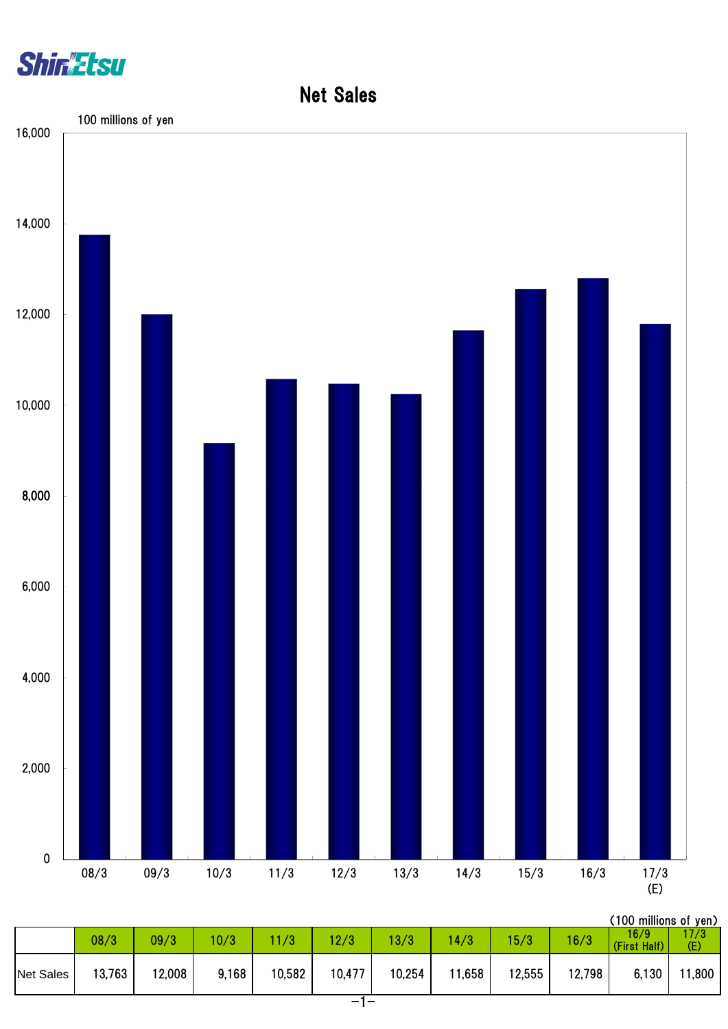ShinEtsu

# Net Sales

(100 millions of yen)

| | 08/3 | 09/3 | 10/3 | 11/3 | 12/3 | 13/3 | 14/3 | 15/3 | 16/3 | 16/9 (First Half) | 17/3 (E) |
|---|---|---|---|---|---|---|---|---|---|---|---|
| Net Sales | 13,763 | 12,008 | 9,168 | 10,582 | 10,477 | 10,254 | 11,658 | 12,555 | 12,798 | 6,130 | 11,800 |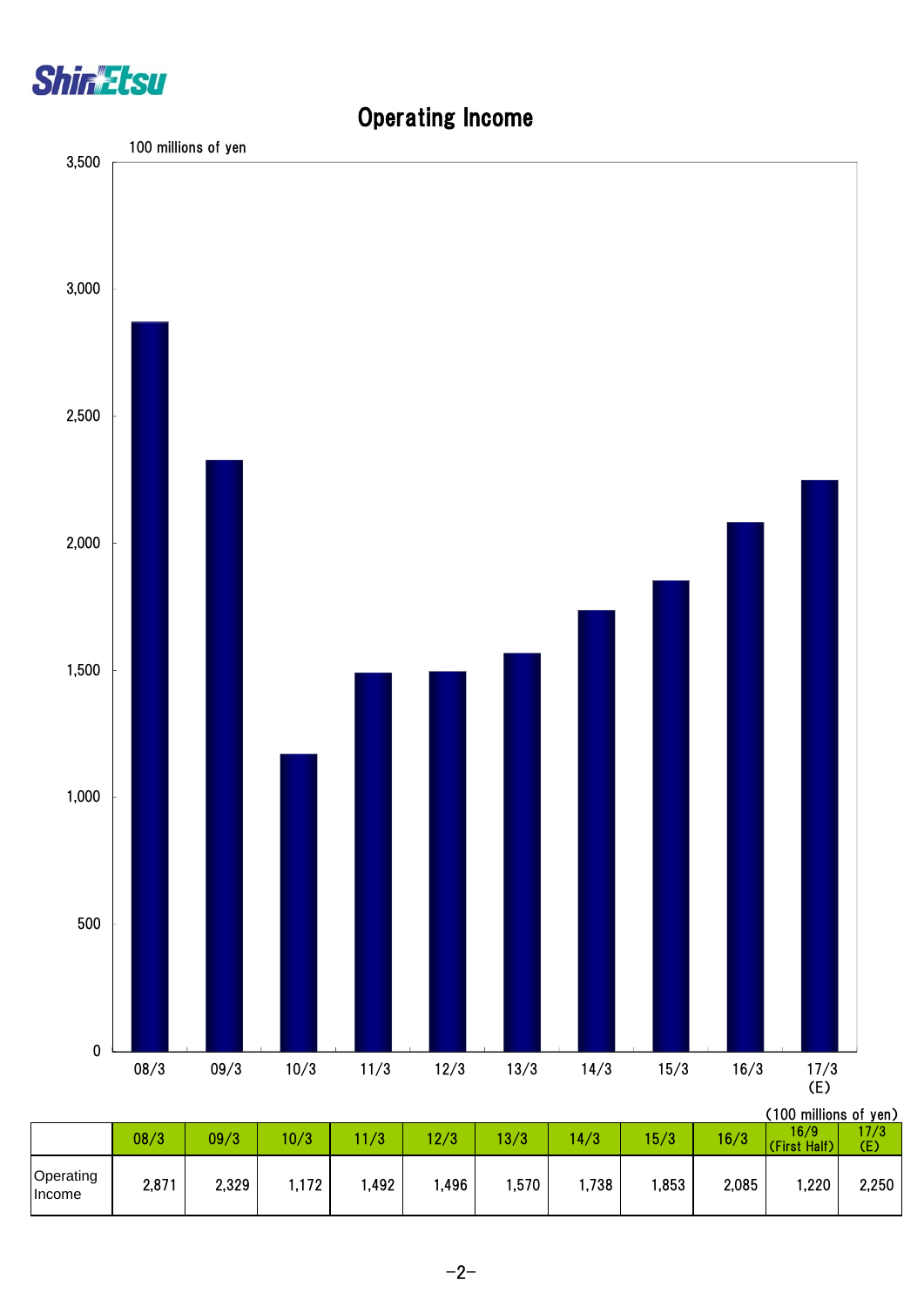# Operating Income

100 millions of yen

(100 millions of yen)

| | 08/3 | 09/3 | 10/3 | 11/3 | 12/3 | 13/3 | 14/3 | 15/3 | 16/3 | 16/9 (First Half) | 17/3 (E) |
|---|---|---|---|---|---|---|---|---|---|---|---|
| Operating Income | 2,871 | 2,329 | 1,172 | 1,492 | 1,496 | 1,570 | 1,738 | 1,853 | 2,085 | 1,220 | 2,250 |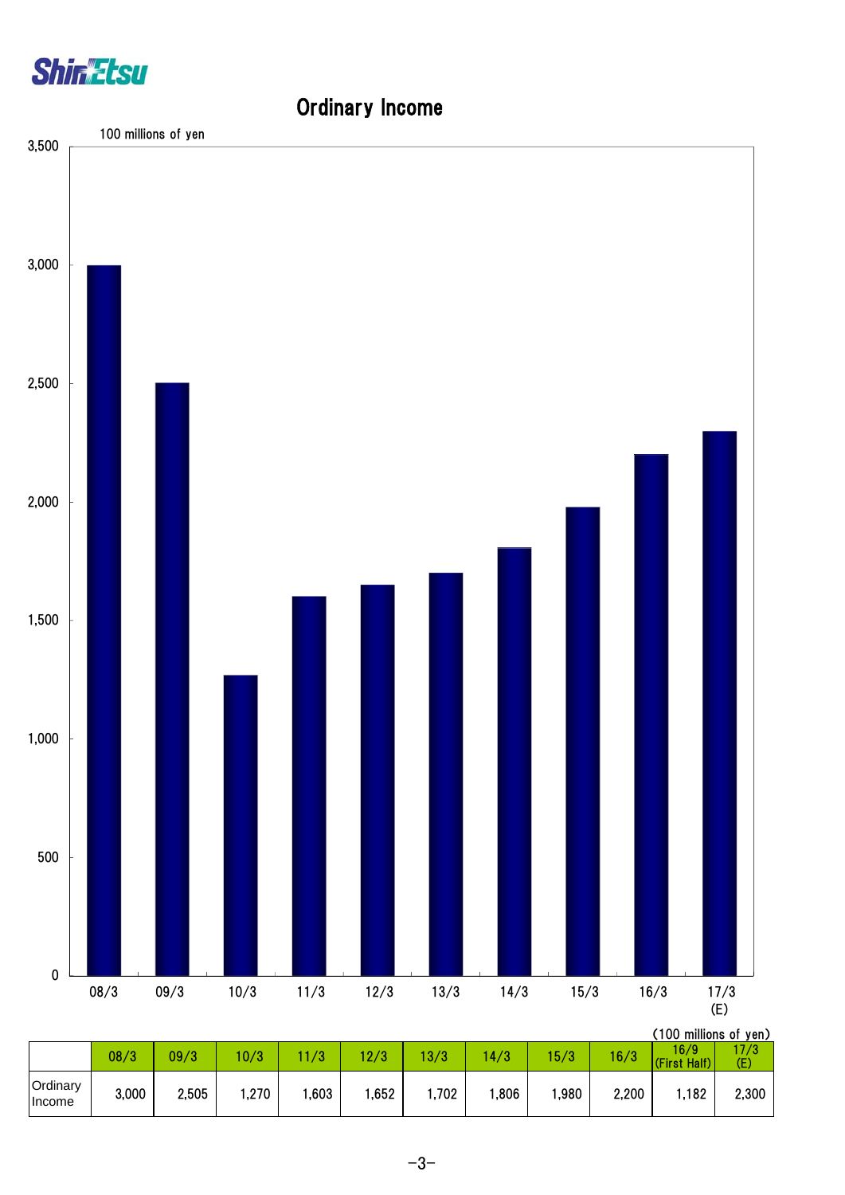# Ordinary Income

100 millions of yen

(100 millions of yen)

| | 08/3 | 09/3 | 10/3 | 11/3 | 12/3 | 13/3 | 14/3 | 15/3 | 16/3 | 16/9 (First Half) | 17/3 (E) |
|---|---|---|---|---|---|---|---|---|---|---|---|
| Ordinary Income | 3,000 | 2,505 | 1,270 | 1,603 | 1,652 | 1,702 | 1,806 | 1,980 | 2,200 | 1,182 | 2,300 |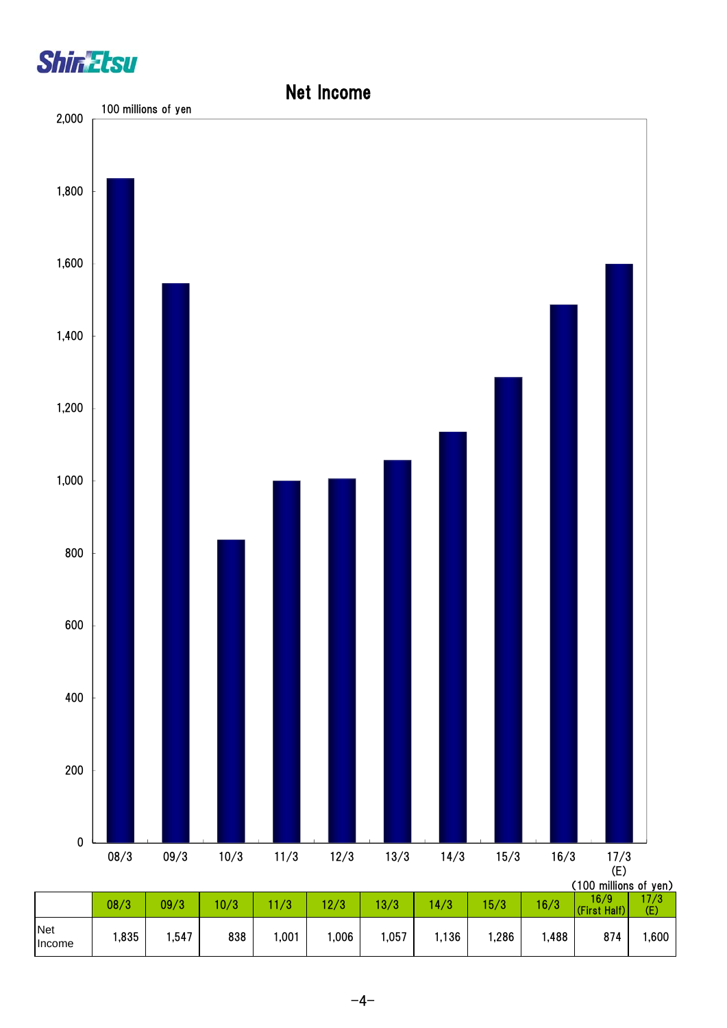# Net Income

100 millions of yen

(100 millions of yen)

| | 08/3 | 09/3 | 10/3 | 11/3 | 12/3 | 13/3 | 14/3 | 15/3 | 16/3 | 16/9 (First Half) | 17/3 (E) |
|---|---|---|---|---|---|---|---|---|---|---|---|
| Net Income | 1,835 | 1,547 | 838 | 1,001 | 1,006 | 1,057 | 1,136 | 1,286 | 1,488 | 874 | 1,600 |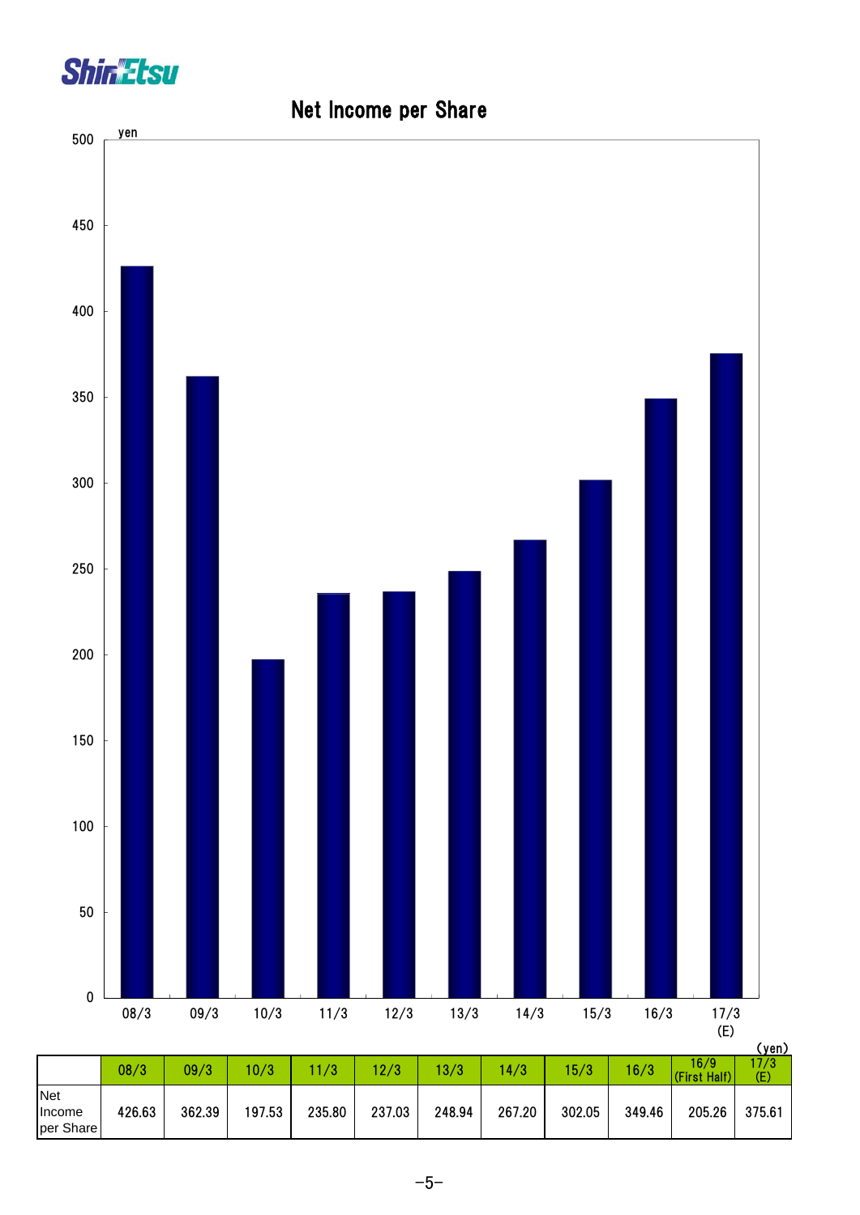# Net Income per Share

(yen)

| | 08/3 | 09/3 | 10/3 | 11/3 | 12/3 | 13/3 | 14/3 | 15/3 | 16/3 | 16/9 (First Half) | 17/3 (E) |
|---|---|---|---|---|---|---|---|---|---|---|---|
| Net Income per Share | 426.63 | 362.39 | 197.53 | 235.80 | 237.03 | 248.94 | 267.20 | 302.05 | 349.46 | 205.26 | 375.61 |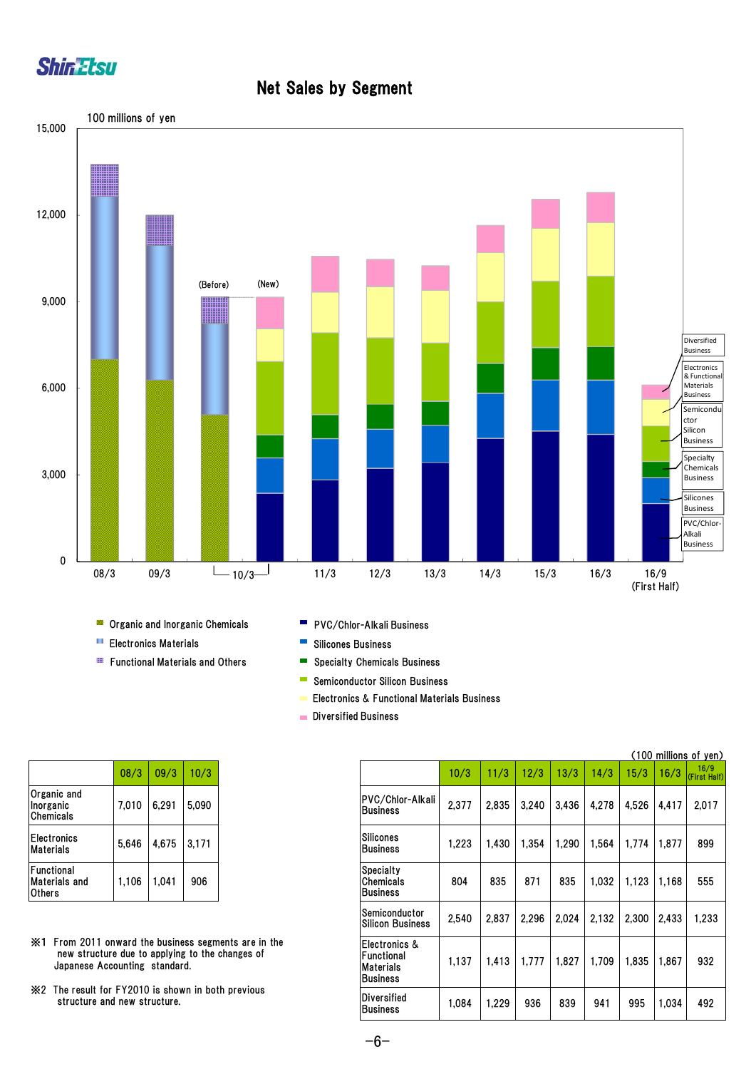# Net Sales by Segment

100 millions of yen

Organic and Inorganic Chemicals
Electronics Materials
Functional Materials and Others

PVC/Chlor-Alkali Business
Silicones Business
Specialty Chemicals Business
Semiconductor Silicon Business
Electronics & Functional Materials Business
Diversified Business

| | 08/3 | 09/3 | 10/3 |
|---|---|---|---|
| Organic and Inorganic Chemicals | 7,010 | 6,291 | 5,090 |
| Electronics Materials | 5,646 | 4,675 | 3,171 |
| Functional Materials and Others | 1,106 | 1,041 | 906 |

※1 From 2011 onward the business segments are in the new structure due to applying to the changes of Japanese Accounting standard.

※2 The result for FY2010 is shown in both previous structure and new structure.

(100 millions of yen)

| | 10/3 | 11/3 | 12/3 | 13/3 | 14/3 | 15/3 | 16/3 | 16/9 (First Half) |
|---|---|---|---|---|---|---|---|---|
| PVC/Chlor-Alkali Business | 2,377 | 2,835 | 3,240 | 3,436 | 4,278 | 4,526 | 4,417 | 2,017 |
| Silicones Business | 1,223 | 1,430 | 1,354 | 1,290 | 1,564 | 1,774 | 1,877 | 899 |
| Specialty Chemicals Business | 804 | 835 | 871 | 835 | 1,032 | 1,123 | 1,168 | 555 |
| Semiconductor Silicon Business | 2,540 | 2,837 | 2,296 | 2,024 | 2,132 | 2,300 | 2,433 | 1,233 |
| Electronics & Functional Materials Business | 1,137 | 1,413 | 1,777 | 1,827 | 1,709 | 1,835 | 1,867 | 932 |
| Diversified Business | 1,084 | 1,229 | 936 | 839 | 941 | 995 | 1,034 | 492 |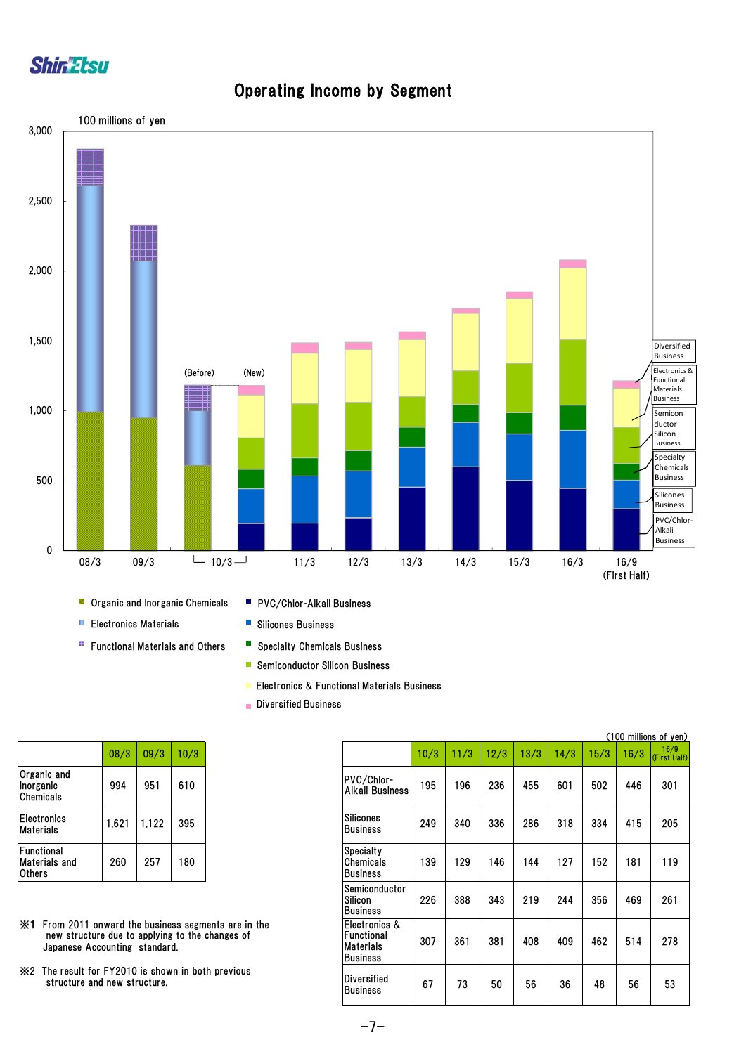# Operating Income by Segment

100 millions of yen

Legend:
- Organic and Inorganic Chemicals
- Electronics Materials
- Functional Materials and Others
- PVC/Chlor-Alkali Business
- Silicones Business
- Specialty Chemicals Business
- Semiconductor Silicon Business
- Electronics & Functional Materials Business
- Diversified Business

| | 08/3 | 09/3 | 10/3 |
|---|---|---|---|
| Organic and Inorganic Chemicals | 994 | 951 | 610 |
| Electronics Materials | 1,621 | 1,122 | 395 |
| Functional Materials and Others | 260 | 257 | 180 |

(100 millions of yen)

| | 10/3 | 11/3 | 12/3 | 13/3 | 14/3 | 15/3 | 16/3 | 16/9 (First Half) |
|---|---|---|---|---|---|---|---|---|
| PVC/Chlor-Alkali Business | 195 | 196 | 236 | 455 | 601 | 502 | 446 | 301 |
| Silicones Business | 249 | 340 | 336 | 286 | 318 | 334 | 415 | 205 |
| Specialty Chemicals Business | 139 | 129 | 146 | 144 | 127 | 152 | 181 | 119 |
| Semiconductor Silicon Business | 226 | 388 | 343 | 219 | 244 | 356 | 469 | 261 |
| Electronics & Functional Materials Business | 307 | 361 | 381 | 408 | 409 | 462 | 514 | 278 |
| Diversified Business | 67 | 73 | 50 | 56 | 36 | 48 | 56 | 53 |

※1 From 2011 onward the business segments are in the new structure due to applying to the changes of Japanese Accounting standard.

※2 The result for FY2010 is shown in both previous structure and new structure.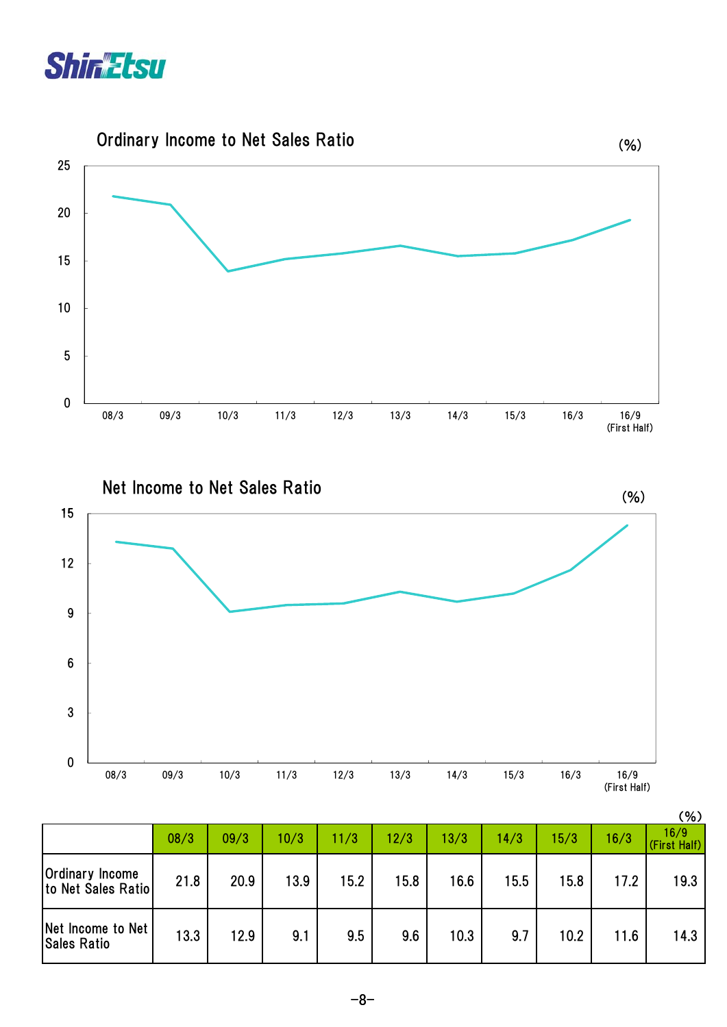## Ordinary Income to Net Sales Ratio

(%)

## Net Income to Net Sales Ratio

(%)

(%)

| | 08/3 | 09/3 | 10/3 | 11/3 | 12/3 | 13/3 | 14/3 | 15/3 | 16/3 | 16/9 (First Half) |
|---|---|---|---|---|---|---|---|---|---|---|
| Ordinary Income to Net Sales Ratio | 21.8 | 20.9 | 13.9 | 15.2 | 15.8 | 16.6 | 15.5 | 15.8 | 17.2 | 19.3 |
| Net Income to Net Sales Ratio | 13.3 | 12.9 | 9.1 | 9.5 | 9.6 | 10.3 | 9.7 | 10.2 | 11.6 | 14.3 |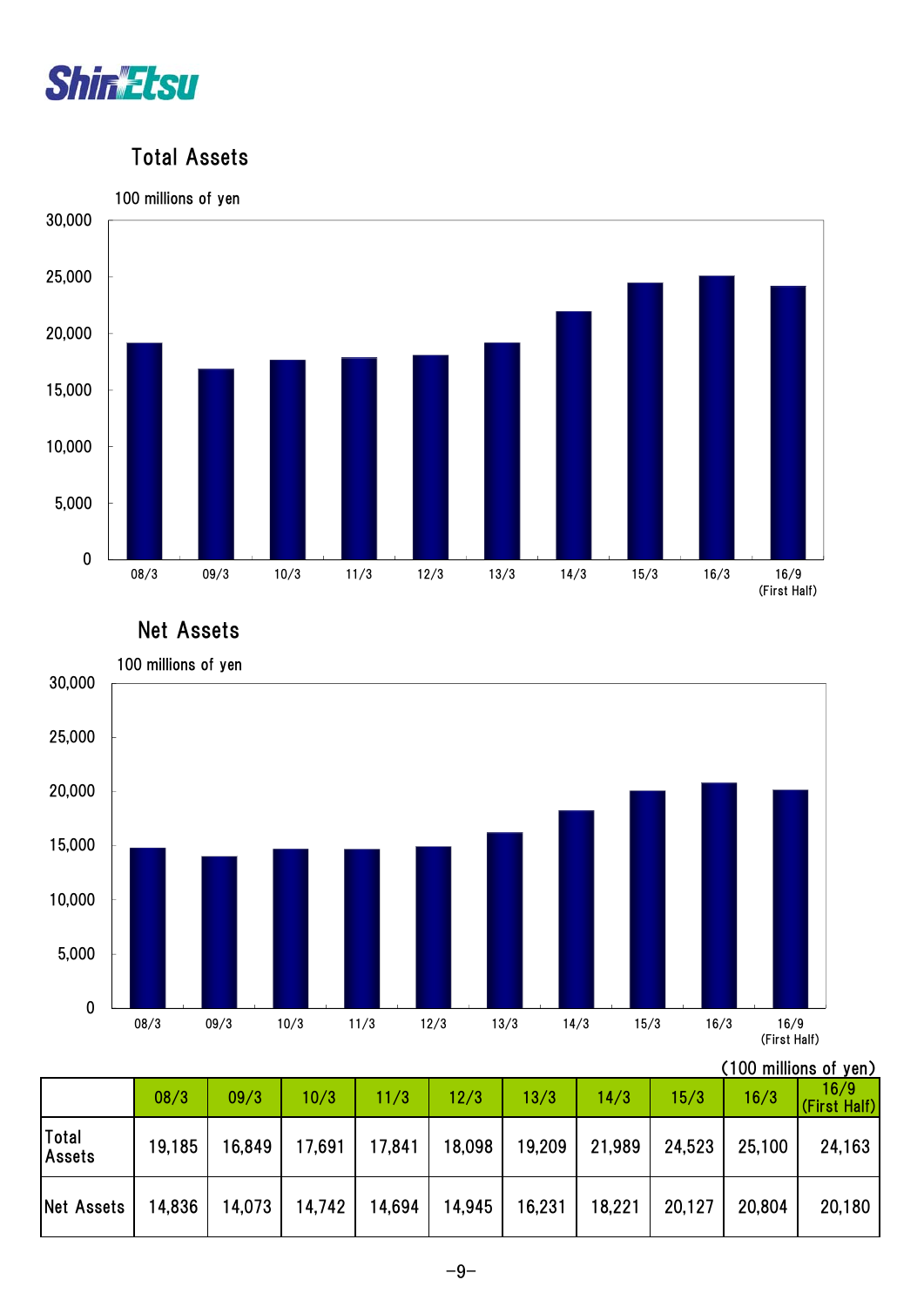## Total Assets

100 millions of yen

## Net Assets

100 millions of yen

(100 millions of yen)

| | 08/3 | 09/3 | 10/3 | 11/3 | 12/3 | 13/3 | 14/3 | 15/3 | 16/3 | 16/9 (First Half) |
|---|---|---|---|---|---|---|---|---|---|---|
| Total Assets | 19,185 | 16,849 | 17,691 | 17,841 | 18,098 | 19,209 | 21,989 | 24,523 | 25,100 | 24,163 |
| Net Assets | 14,836 | 14,073 | 14,742 | 14,694 | 14,945 | 16,231 | 18,221 | 20,127 | 20,804 | 20,180 |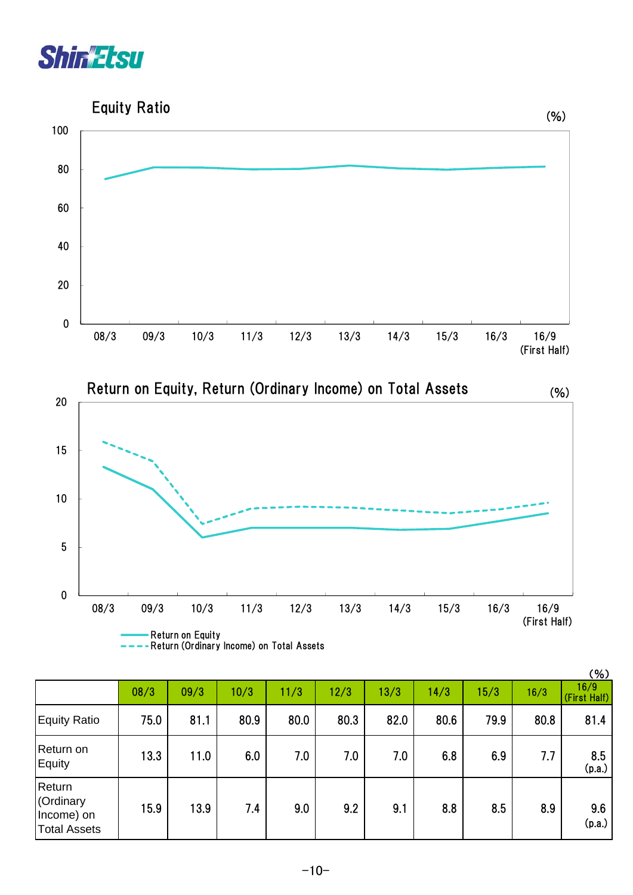## Equity Ratio

(%)

## Return on Equity, Return (Ordinary Income) on Total Assets

(%)

(%)

| | 08/3 | 09/3 | 10/3 | 11/3 | 12/3 | 13/3 | 14/3 | 15/3 | 16/3 | 16/9 (First Half) |
|---|---|---|---|---|---|---|---|---|---|---|
| Equity Ratio | 75.0 | 81.1 | 80.9 | 80.0 | 80.3 | 82.0 | 80.6 | 79.9 | 80.8 | 81.4 |
| Return on Equity | 13.3 | 11.0 | 6.0 | 7.0 | 7.0 | 7.0 | 6.8 | 6.9 | 7.7 | 8.5 (p.a.) |
| Return (Ordinary Income) on Total Assets | 15.9 | 13.9 | 7.4 | 9.0 | 9.2 | 9.1 | 8.8 | 8.5 | 8.9 | 9.6 (p.a.) |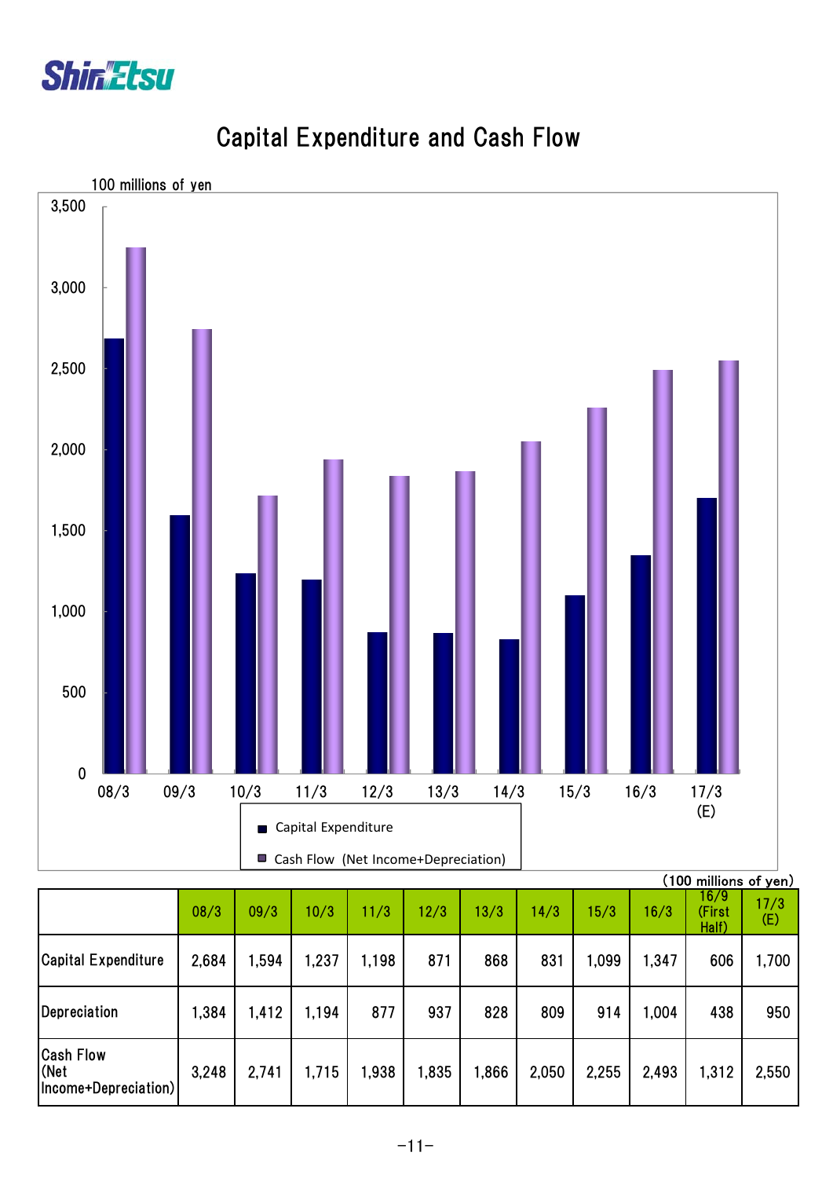# Capital Expenditure and Cash Flow

100 millions of yen

3,500
3,000
2,500
2,000
1,500
1,000
500
0

08/3 09/3 10/3 11/3 12/3 13/3 14/3 15/3 16/3 17/3 (E)

Capital Expenditure

Cash Flow (Net Income+Depreciation)

(100 millions of yen)

| | 08/3 | 09/3 | 10/3 | 11/3 | 12/3 | 13/3 | 14/3 | 15/3 | 16/3 | 16/9 (First Half) | 17/3 (E) |
|---|---|---|---|---|---|---|---|---|---|---|---|
| Capital Expenditure | 2,684 | 1,594 | 1,237 | 1,198 | 871 | 868 | 831 | 1,099 | 1,347 | 606 | 1,700 |
| Depreciation | 1,384 | 1,412 | 1,194 | 877 | 937 | 828 | 809 | 914 | 1,004 | 438 | 950 |
| Cash Flow (Net Income+Depreciation) | 3,248 | 2,741 | 1,715 | 1,938 | 1,835 | 1,866 | 2,050 | 2,255 | 2,493 | 1,312 | 2,550 |